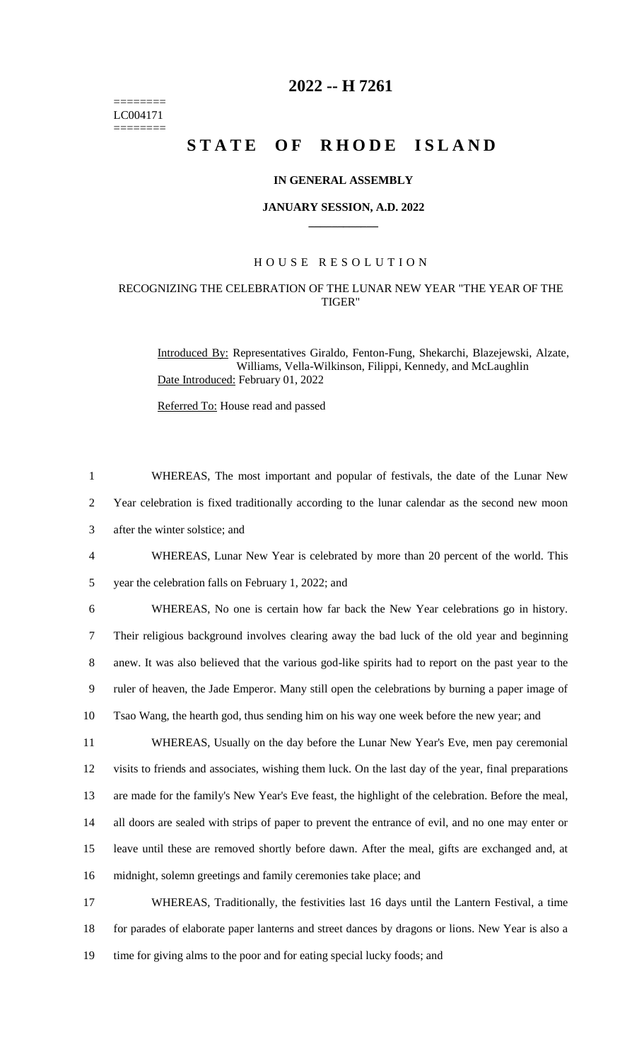========
LC004171
========

# 2022 -- H 7261

# STATE OF RHODE ISLAND

**IN GENERAL ASSEMBLY**

**JANUARY SESSION, A.D. 2022**

## HOUSE RESOLUTION

RECOGNIZING THE CELEBRATION OF THE LUNAR NEW YEAR "THE YEAR OF THE TIGER"

Introduced By: Representatives Giraldo, Fenton-Fung, Shekarchi, Blazejewski, Alzate, Williams, Vella-Wilkinson, Filippi, Kennedy, and McLaughlin

Date Introduced: February 01, 2022

Referred To: House read and passed

1 WHEREAS, The most important and popular of festivals, the date of the Lunar New
2 Year celebration is fixed traditionally according to the lunar calendar as the second new moon
3 after the winter solstice; and

4 WHEREAS, Lunar New Year is celebrated by more than 20 percent of the world. This
5 year the celebration falls on February 1, 2022; and

6 WHEREAS, No one is certain how far back the New Year celebrations go in history.
7 Their religious background involves clearing away the bad luck of the old year and beginning
8 anew. It was also believed that the various god-like spirits had to report on the past year to the
9 ruler of heaven, the Jade Emperor. Many still open the celebrations by burning a paper image of
10 Tsao Wang, the hearth god, thus sending him on his way one week before the new year; and

11 WHEREAS, Usually on the day before the Lunar New Year's Eve, men pay ceremonial
12 visits to friends and associates, wishing them luck. On the last day of the year, final preparations
13 are made for the family's New Year's Eve feast, the highlight of the celebration. Before the meal,
14 all doors are sealed with strips of paper to prevent the entrance of evil, and no one may enter or
15 leave until these are removed shortly before dawn. After the meal, gifts are exchanged and, at
16 midnight, solemn greetings and family ceremonies take place; and

17 WHEREAS, Traditionally, the festivities last 16 days until the Lantern Festival, a time
18 for parades of elaborate paper lanterns and street dances by dragons or lions. New Year is also a
19 time for giving alms to the poor and for eating special lucky foods; and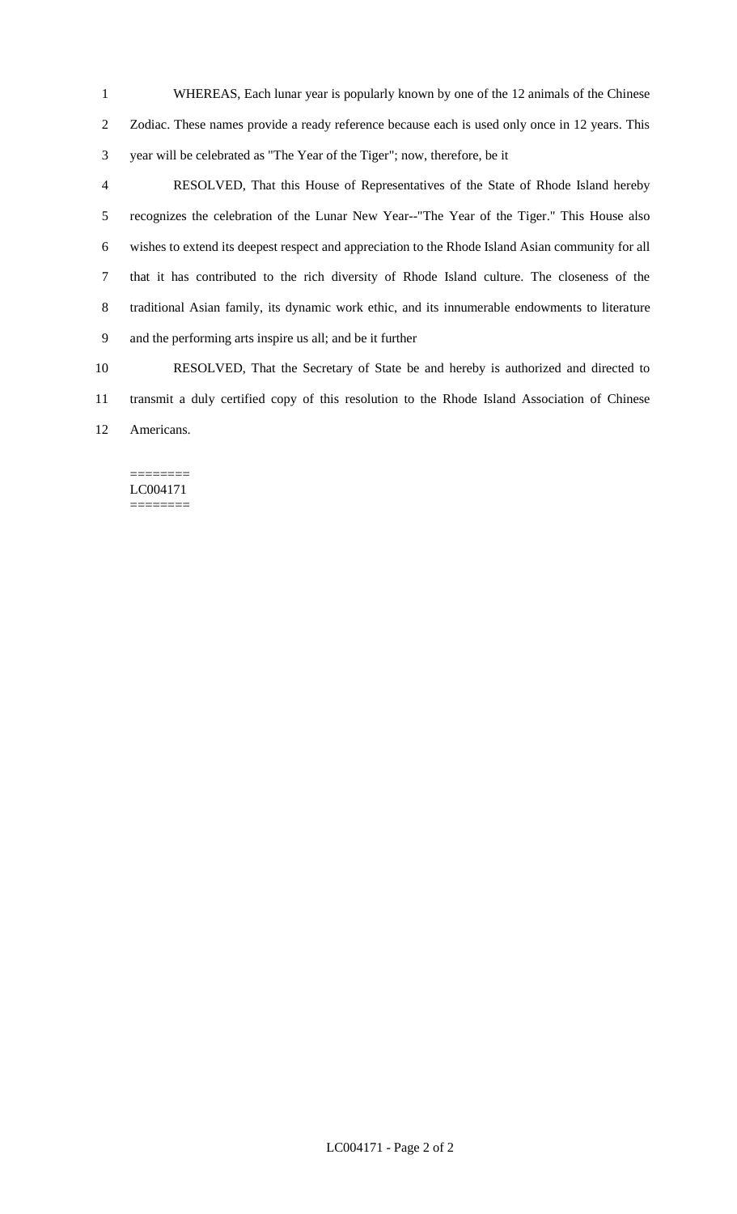WHEREAS, Each lunar year is popularly known by one of the 12 animals of the Chinese Zodiac. These names provide a ready reference because each is used only once in 12 years. This year will be celebrated as "The Year of the Tiger"; now, therefore, be it

RESOLVED, That this House of Representatives of the State of Rhode Island hereby recognizes the celebration of the Lunar New Year--"The Year of the Tiger." This House also wishes to extend its deepest respect and appreciation to the Rhode Island Asian community for all that it has contributed to the rich diversity of Rhode Island culture. The closeness of the traditional Asian family, its dynamic work ethic, and its innumerable endowments to literature and the performing arts inspire us all; and be it further

RESOLVED, That the Secretary of State be and hereby is authorized and directed to transmit a duly certified copy of this resolution to the Rhode Island Association of Chinese Americans.

========
LC004171
========